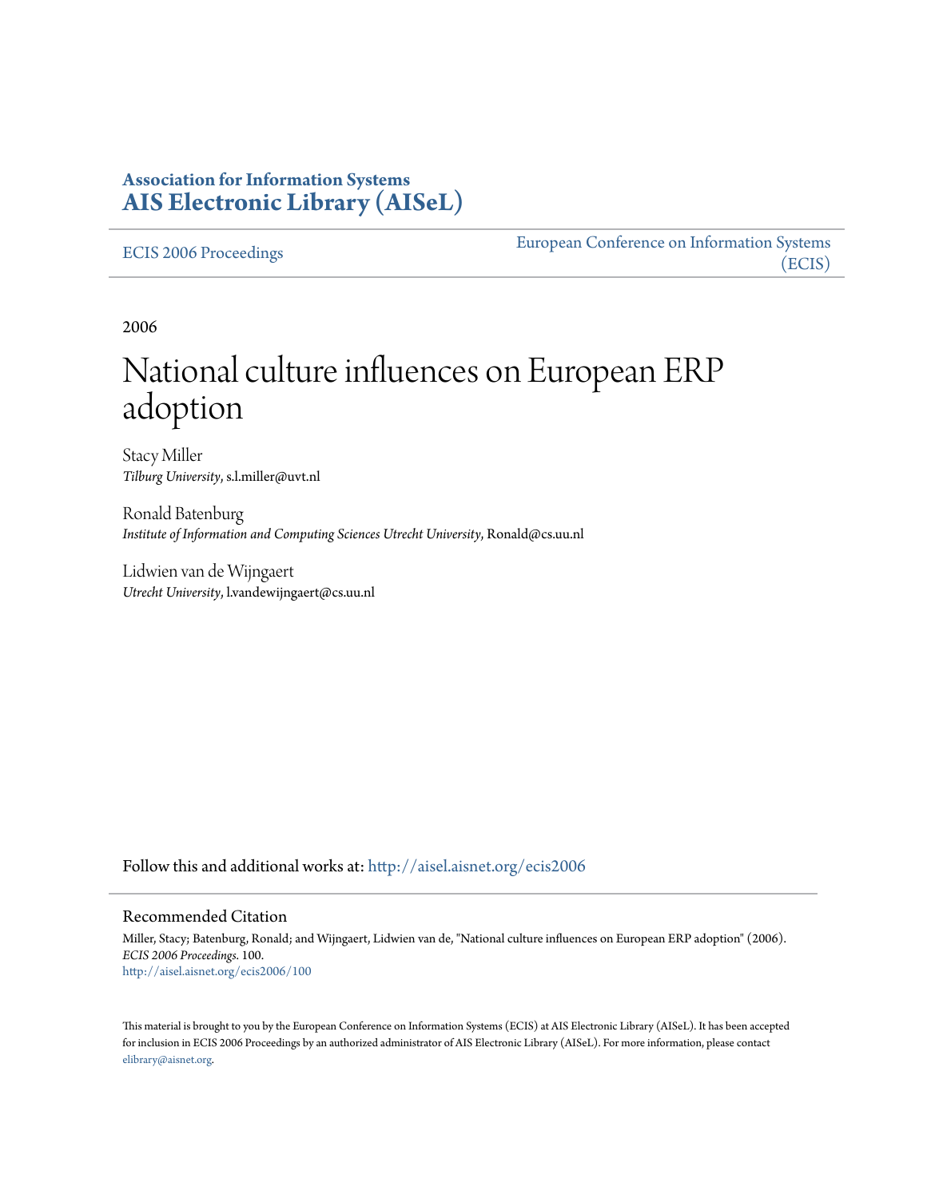# Association for Information Systems
# AIS Electronic Library (AISeL)

ECIS 2006 Proceedings

European Conference on Information Systems (ECIS)

2006

# National culture influences on European ERP adoption

Stacy Miller
*Tilburg University*, s.l.miller@uvt.nl

Ronald Batenburg
*Institute of Information and Computing Sciences Utrecht University*, Ronald@cs.uu.nl

Lidwien van de Wijngaert
*Utrecht University*, l.vandewijngaert@cs.uu.nl

Follow this and additional works at: http://aisel.aisnet.org/ecis2006

## Recommended Citation

Miller, Stacy; Batenburg, Ronald; and Wijngaert, Lidwien van de, "National culture influences on European ERP adoption" (2006). *ECIS 2006 Proceedings*. 100.
http://aisel.aisnet.org/ecis2006/100

This material is brought to you by the European Conference on Information Systems (ECIS) at AIS Electronic Library (AISeL). It has been accepted for inclusion in ECIS 2006 Proceedings by an authorized administrator of AIS Electronic Library (AISeL). For more information, please contact elibrary@aisnet.org.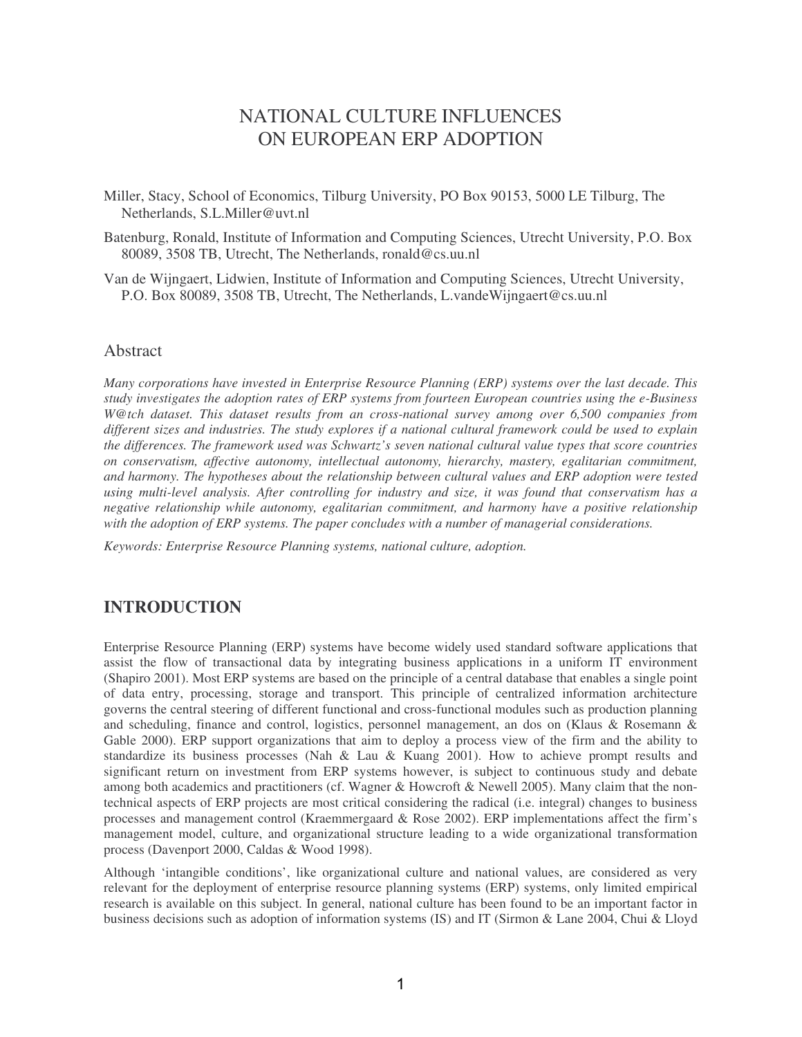# NATIONAL CULTURE INFLUENCES ON EUROPEAN ERP ADOPTION

Miller, Stacy, School of Economics, Tilburg University, PO Box 90153, 5000 LE Tilburg, The Netherlands, S.L.Miller@uvt.nl

Batenburg, Ronald, Institute of Information and Computing Sciences, Utrecht University, P.O. Box 80089, 3508 TB, Utrecht, The Netherlands, ronald@cs.uu.nl

Van de Wijngaert, Lidwien, Institute of Information and Computing Sciences, Utrecht University, P.O. Box 80089, 3508 TB, Utrecht, The Netherlands, L.vandeWijngaert@cs.uu.nl

## Abstract

*Many corporations have invested in Enterprise Resource Planning (ERP) systems over the last decade. This study investigates the adoption rates of ERP systems from fourteen European countries using the e-Business W@tch dataset. This dataset results from an cross-national survey among over 6,500 companies from different sizes and industries. The study explores if a national cultural framework could be used to explain the differences. The framework used was Schwartz's seven national cultural value types that score countries on conservatism, affective autonomy, intellectual autonomy, hierarchy, mastery, egalitarian commitment, and harmony. The hypotheses about the relationship between cultural values and ERP adoption were tested using multi-level analysis. After controlling for industry and size, it was found that conservatism has a negative relationship while autonomy, egalitarian commitment, and harmony have a positive relationship with the adoption of ERP systems. The paper concludes with a number of managerial considerations.*

*Keywords: Enterprise Resource Planning systems, national culture, adoption.*

## INTRODUCTION

Enterprise Resource Planning (ERP) systems have become widely used standard software applications that assist the flow of transactional data by integrating business applications in a uniform IT environment (Shapiro 2001). Most ERP systems are based on the principle of a central database that enables a single point of data entry, processing, storage and transport. This principle of centralized information architecture governs the central steering of different functional and cross-functional modules such as production planning and scheduling, finance and control, logistics, personnel management, an dos on (Klaus & Rosemann & Gable 2000). ERP support organizations that aim to deploy a process view of the firm and the ability to standardize its business processes (Nah & Lau & Kuang 2001). How to achieve prompt results and significant return on investment from ERP systems however, is subject to continuous study and debate among both academics and practitioners (cf. Wagner & Howcroft & Newell 2005). Many claim that the non-technical aspects of ERP projects are most critical considering the radical (i.e. integral) changes to business processes and management control (Kraemmergaard & Rose 2002). ERP implementations affect the firm's management model, culture, and organizational structure leading to a wide organizational transformation process (Davenport 2000, Caldas & Wood 1998).

Although 'intangible conditions', like organizational culture and national values, are considered as very relevant for the deployment of enterprise resource planning systems (ERP) systems, only limited empirical research is available on this subject. In general, national culture has been found to be an important factor in business decisions such as adoption of information systems (IS) and IT (Sirmon & Lane 2004, Chui & Lloyd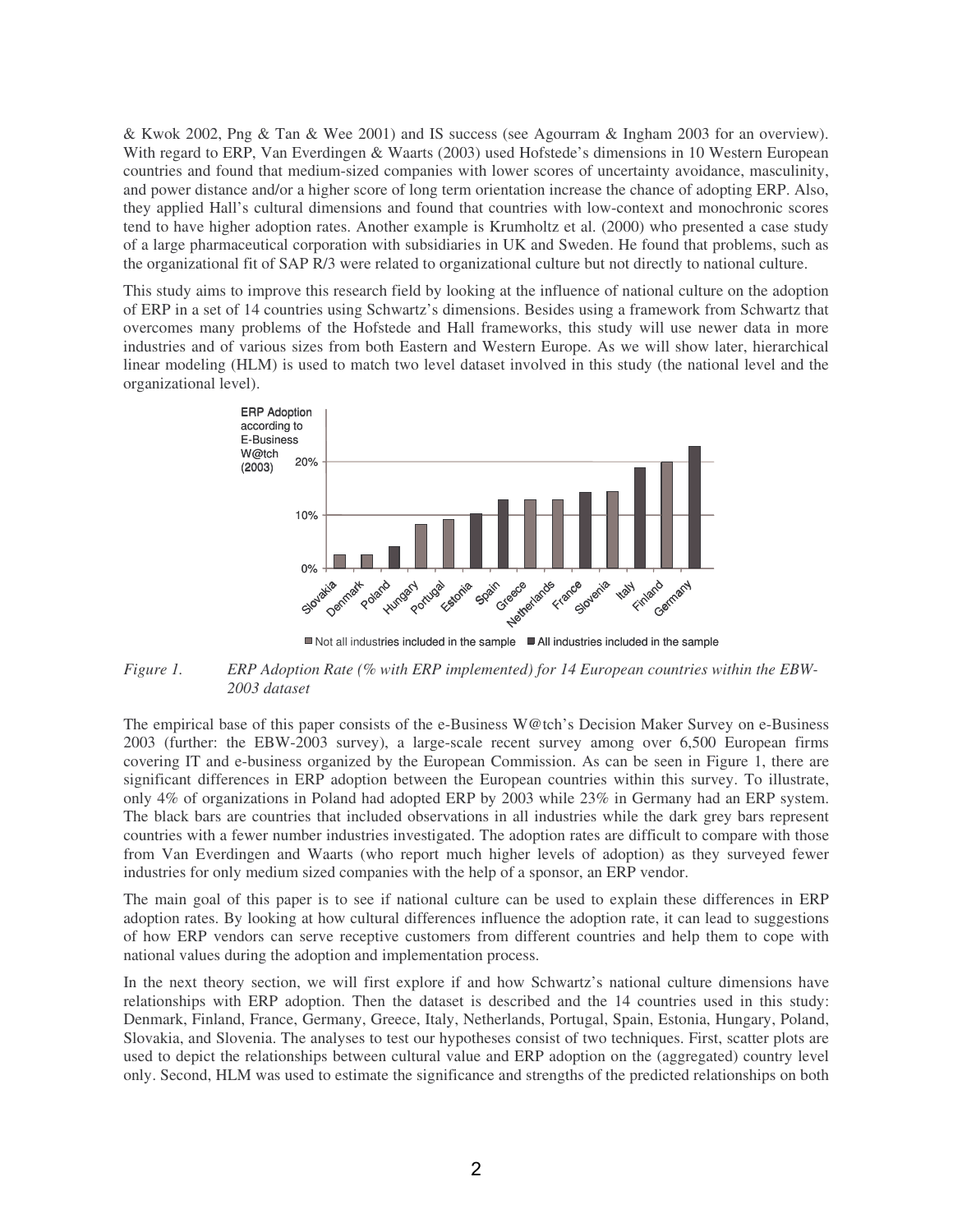& Kwok 2002, Png & Tan & Wee 2001) and IS success (see Agourram & Ingham 2003 for an overview). With regard to ERP, Van Everdingen & Waarts (2003) used Hofstede's dimensions in 10 Western European countries and found that medium-sized companies with lower scores of uncertainty avoidance, masculinity, and power distance and/or a higher score of long term orientation increase the chance of adopting ERP. Also, they applied Hall's cultural dimensions and found that countries with low-context and monochronic scores tend to have higher adoption rates. Another example is Krumholtz et al. (2000) who presented a case study of a large pharmaceutical corporation with subsidiaries in UK and Sweden. He found that problems, such as the organizational fit of SAP R/3 were related to organizational culture but not directly to national culture.

This study aims to improve this research field by looking at the influence of national culture on the adoption of ERP in a set of 14 countries using Schwartz's dimensions. Besides using a framework from Schwartz that overcomes many problems of the Hofstede and Hall frameworks, this study will use newer data in more industries and of various sizes from both Eastern and Western Europe. As we will show later, hierarchical linear modeling (HLM) is used to match two level dataset involved in this study (the national level and the organizational level).

*Figure 1. ERP Adoption Rate (% with ERP implemented) for 14 European countries within the EBW-2003 dataset*

The empirical base of this paper consists of the e-Business W@tch's Decision Maker Survey on e-Business 2003 (further: the EBW-2003 survey), a large-scale recent survey among over 6,500 European firms covering IT and e-business organized by the European Commission. As can be seen in Figure 1, there are significant differences in ERP adoption between the European countries within this survey. To illustrate, only 4% of organizations in Poland had adopted ERP by 2003 while 23% in Germany had an ERP system. The black bars are countries that included observations in all industries while the dark grey bars represent countries with a fewer number industries investigated. The adoption rates are difficult to compare with those from Van Everdingen and Waarts (who report much higher levels of adoption) as they surveyed fewer industries for only medium sized companies with the help of a sponsor, an ERP vendor.

The main goal of this paper is to see if national culture can be used to explain these differences in ERP adoption rates. By looking at how cultural differences influence the adoption rate, it can lead to suggestions of how ERP vendors can serve receptive customers from different countries and help them to cope with national values during the adoption and implementation process.

In the next theory section, we will first explore if and how Schwartz's national culture dimensions have relationships with ERP adoption. Then the dataset is described and the 14 countries used in this study: Denmark, Finland, France, Germany, Greece, Italy, Netherlands, Portugal, Spain, Estonia, Hungary, Poland, Slovakia, and Slovenia. The analyses to test our hypotheses consist of two techniques. First, scatter plots are used to depict the relationships between cultural value and ERP adoption on the (aggregated) country level only. Second, HLM was used to estimate the significance and strengths of the predicted relationships on both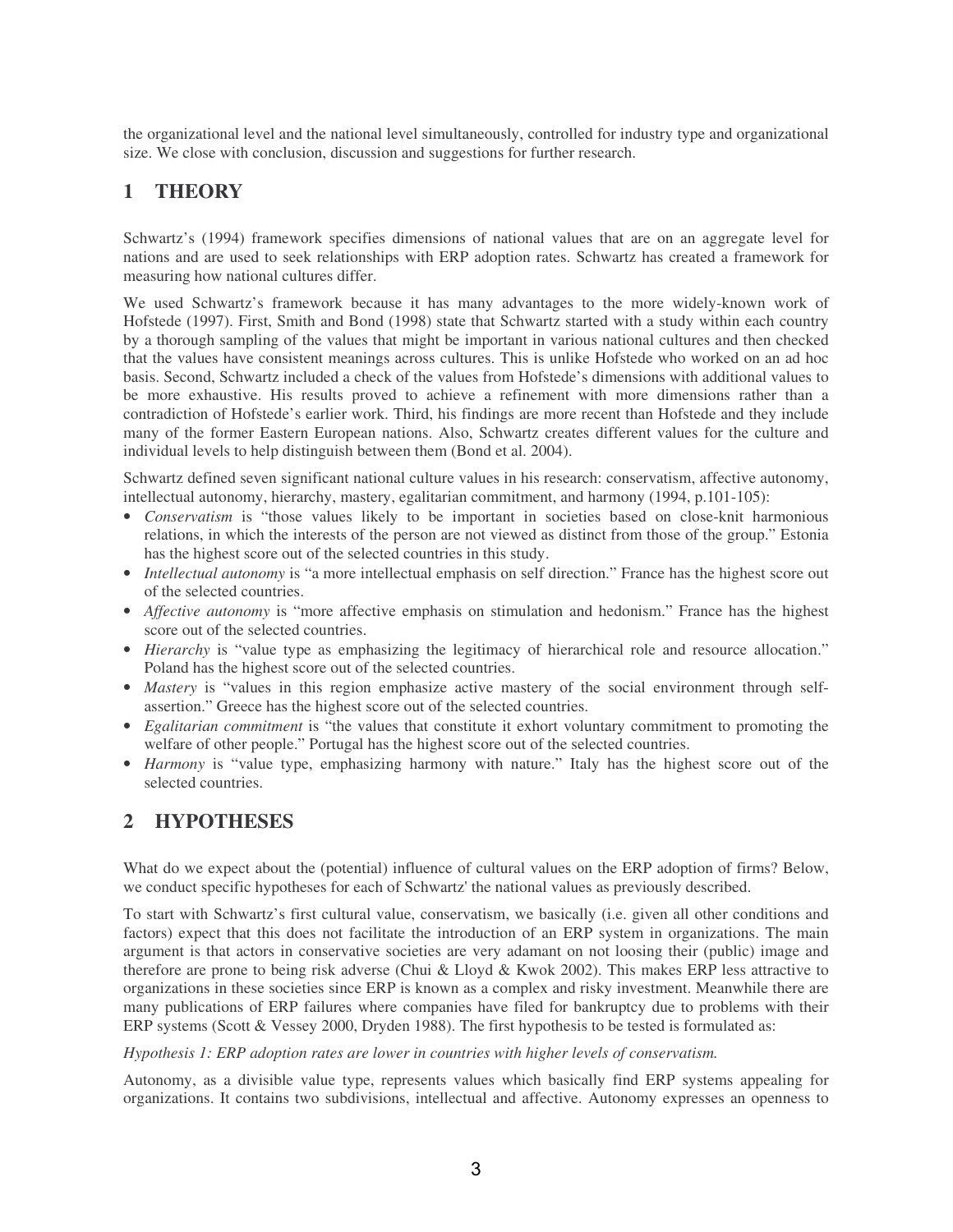the organizational level and the national level simultaneously, controlled for industry type and organizational size. We close with conclusion, discussion and suggestions for further research.

## 1 THEORY

Schwartz's (1994) framework specifies dimensions of national values that are on an aggregate level for nations and are used to seek relationships with ERP adoption rates. Schwartz has created a framework for measuring how national cultures differ.

We used Schwartz's framework because it has many advantages to the more widely-known work of Hofstede (1997). First, Smith and Bond (1998) state that Schwartz started with a study within each country by a thorough sampling of the values that might be important in various national cultures and then checked that the values have consistent meanings across cultures. This is unlike Hofstede who worked on an ad hoc basis. Second, Schwartz included a check of the values from Hofstede's dimensions with additional values to be more exhaustive. His results proved to achieve a refinement with more dimensions rather than a contradiction of Hofstede's earlier work. Third, his findings are more recent than Hofstede and they include many of the former Eastern European nations. Also, Schwartz creates different values for the culture and individual levels to help distinguish between them (Bond et al. 2004).

Schwartz defined seven significant national culture values in his research: conservatism, affective autonomy, intellectual autonomy, hierarchy, mastery, egalitarian commitment, and harmony (1994, p.101-105):

- *Conservatism* is "those values likely to be important in societies based on close-knit harmonious relations, in which the interests of the person are not viewed as distinct from those of the group." Estonia has the highest score out of the selected countries in this study.
- *Intellectual autonomy* is "a more intellectual emphasis on self direction." France has the highest score out of the selected countries.
- *Affective autonomy* is "more affective emphasis on stimulation and hedonism." France has the highest score out of the selected countries.
- *Hierarchy* is "value type as emphasizing the legitimacy of hierarchical role and resource allocation." Poland has the highest score out of the selected countries.
- *Mastery* is "values in this region emphasize active mastery of the social environment through self-assertion." Greece has the highest score out of the selected countries.
- *Egalitarian commitment* is "the values that constitute it exhort voluntary commitment to promoting the welfare of other people." Portugal has the highest score out of the selected countries.
- *Harmony* is "value type, emphasizing harmony with nature." Italy has the highest score out of the selected countries.

## 2 HYPOTHESES

What do we expect about the (potential) influence of cultural values on the ERP adoption of firms? Below, we conduct specific hypotheses for each of Schwartz' the national values as previously described.

To start with Schwartz's first cultural value, conservatism, we basically (i.e. given all other conditions and factors) expect that this does not facilitate the introduction of an ERP system in organizations. The main argument is that actors in conservative societies are very adamant on not loosing their (public) image and therefore are prone to being risk adverse (Chui & Lloyd & Kwok 2002). This makes ERP less attractive to organizations in these societies since ERP is known as a complex and risky investment. Meanwhile there are many publications of ERP failures where companies have filed for bankruptcy due to problems with their ERP systems (Scott & Vessey 2000, Dryden 1988). The first hypothesis to be tested is formulated as:

*Hypothesis 1: ERP adoption rates are lower in countries with higher levels of conservatism.*

Autonomy, as a divisible value type, represents values which basically find ERP systems appealing for organizations. It contains two subdivisions, intellectual and affective. Autonomy expresses an openness to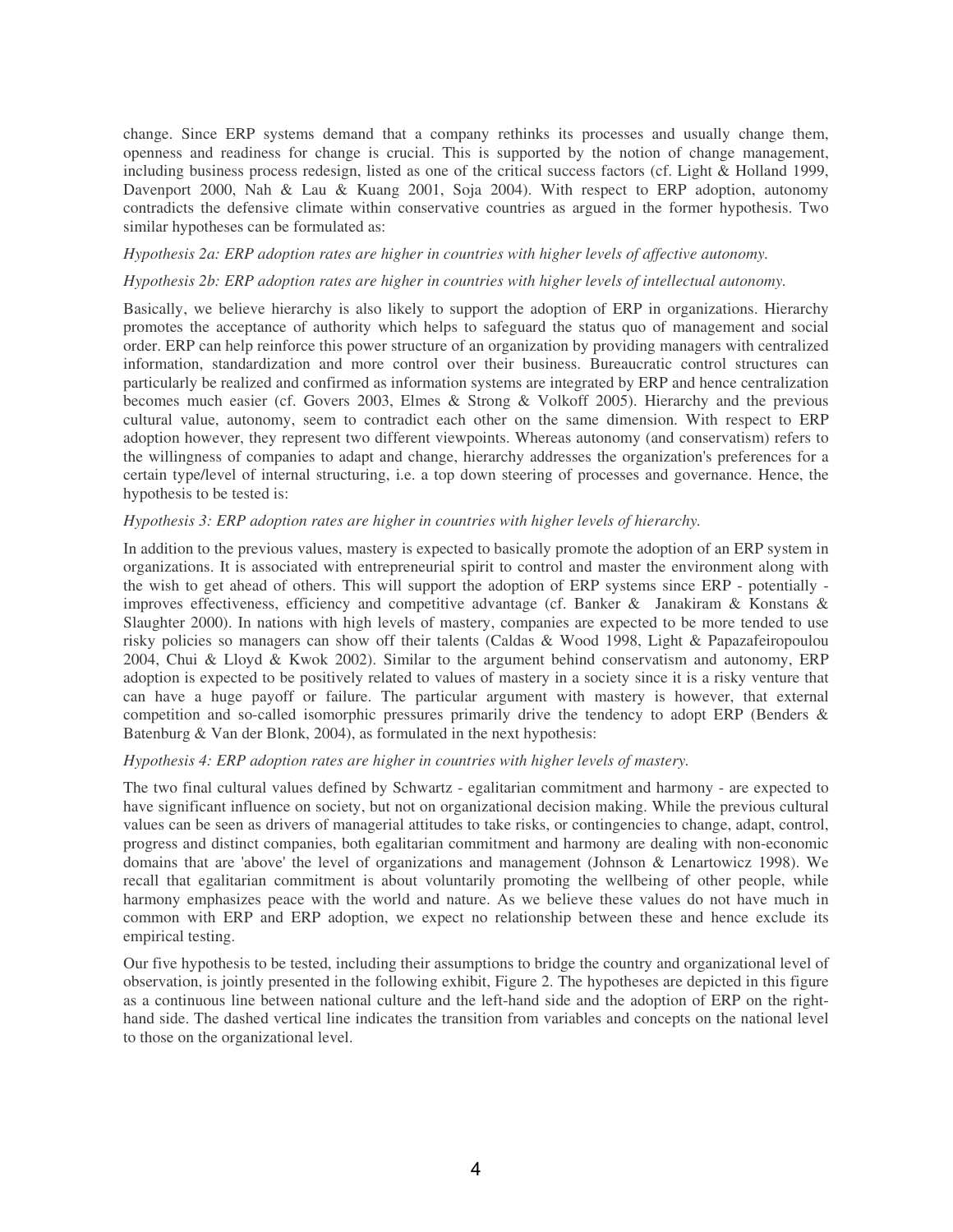change. Since ERP systems demand that a company rethinks its processes and usually change them, openness and readiness for change is crucial. This is supported by the notion of change management, including business process redesign, listed as one of the critical success factors (cf. Light & Holland 1999, Davenport 2000, Nah & Lau & Kuang 2001, Soja 2004). With respect to ERP adoption, autonomy contradicts the defensive climate within conservative countries as argued in the former hypothesis. Two similar hypotheses can be formulated as:

*Hypothesis 2a: ERP adoption rates are higher in countries with higher levels of affective autonomy.*

*Hypothesis 2b: ERP adoption rates are higher in countries with higher levels of intellectual autonomy.*

Basically, we believe hierarchy is also likely to support the adoption of ERP in organizations. Hierarchy promotes the acceptance of authority which helps to safeguard the status quo of management and social order. ERP can help reinforce this power structure of an organization by providing managers with centralized information, standardization and more control over their business. Bureaucratic control structures can particularly be realized and confirmed as information systems are integrated by ERP and hence centralization becomes much easier (cf. Govers 2003, Elmes & Strong & Volkoff 2005). Hierarchy and the previous cultural value, autonomy, seem to contradict each other on the same dimension. With respect to ERP adoption however, they represent two different viewpoints. Whereas autonomy (and conservatism) refers to the willingness of companies to adapt and change, hierarchy addresses the organization's preferences for a certain type/level of internal structuring, i.e. a top down steering of processes and governance. Hence, the hypothesis to be tested is:

*Hypothesis 3: ERP adoption rates are higher in countries with higher levels of hierarchy.*

In addition to the previous values, mastery is expected to basically promote the adoption of an ERP system in organizations. It is associated with entrepreneurial spirit to control and master the environment along with the wish to get ahead of others. This will support the adoption of ERP systems since ERP - potentially - improves effectiveness, efficiency and competitive advantage (cf. Banker & Janakiram & Konstans & Slaughter 2000). In nations with high levels of mastery, companies are expected to be more tended to use risky policies so managers can show off their talents (Caldas & Wood 1998, Light & Papazafeiropoulou 2004, Chui & Lloyd & Kwok 2002). Similar to the argument behind conservatism and autonomy, ERP adoption is expected to be positively related to values of mastery in a society since it is a risky venture that can have a huge payoff or failure. The particular argument with mastery is however, that external competition and so-called isomorphic pressures primarily drive the tendency to adopt ERP (Benders & Batenburg & Van der Blonk, 2004), as formulated in the next hypothesis:

*Hypothesis 4: ERP adoption rates are higher in countries with higher levels of mastery.*

The two final cultural values defined by Schwartz - egalitarian commitment and harmony - are expected to have significant influence on society, but not on organizational decision making. While the previous cultural values can be seen as drivers of managerial attitudes to take risks, or contingencies to change, adapt, control, progress and distinct companies, both egalitarian commitment and harmony are dealing with non-economic domains that are 'above' the level of organizations and management (Johnson & Lenartowicz 1998). We recall that egalitarian commitment is about voluntarily promoting the wellbeing of other people, while harmony emphasizes peace with the world and nature. As we believe these values do not have much in common with ERP and ERP adoption, we expect no relationship between these and hence exclude its empirical testing.

Our five hypothesis to be tested, including their assumptions to bridge the country and organizational level of observation, is jointly presented in the following exhibit, Figure 2. The hypotheses are depicted in this figure as a continuous line between national culture and the left-hand side and the adoption of ERP on the right-hand side. The dashed vertical line indicates the transition from variables and concepts on the national level to those on the organizational level.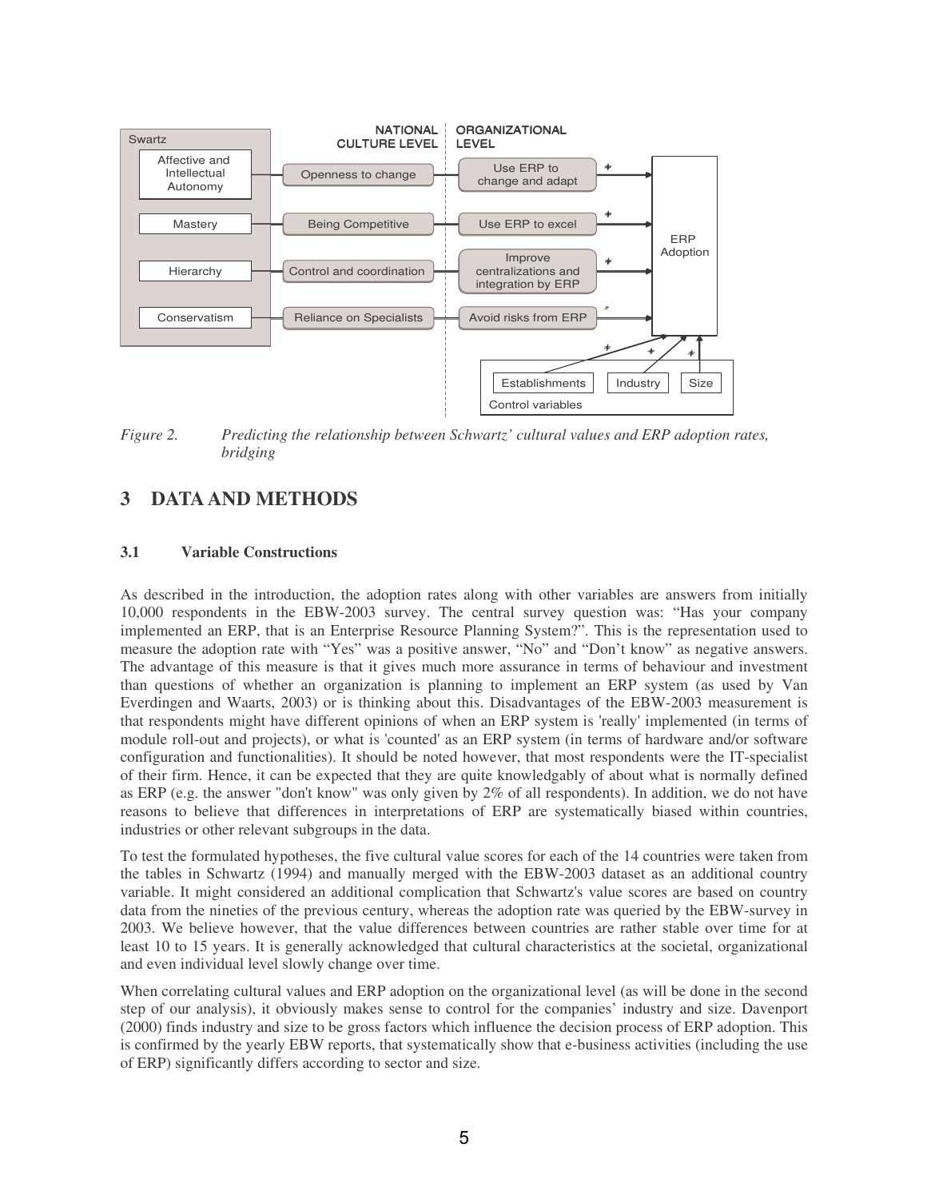*Figure 2. Predicting the relationship between Schwartz' cultural values and ERP adoption rates, bridging*

# 3 DATA AND METHODS

### 3.1 Variable Constructions

As described in the introduction, the adoption rates along with other variables are answers from initially 10,000 respondents in the EBW-2003 survey. The central survey question was: "Has your company implemented an ERP, that is an Enterprise Resource Planning System?". This is the representation used to measure the adoption rate with "Yes" was a positive answer, "No" and "Don't know" as negative answers. The advantage of this measure is that it gives much more assurance in terms of behaviour and investment than questions of whether an organization is planning to implement an ERP system (as used by Van Everdingen and Waarts, 2003) or is thinking about this. Disadvantages of the EBW-2003 measurement is that respondents might have different opinions of when an ERP system is 'really' implemented (in terms of module roll-out and projects), or what is 'counted' as an ERP system (in terms of hardware and/or software configuration and functionalities). It should be noted however, that most respondents were the IT-specialist of their firm. Hence, it can be expected that they are quite knowledgably of about what is normally defined as ERP (e.g. the answer "don't know" was only given by 2% of all respondents). In addition, we do not have reasons to believe that differences in interpretations of ERP are systematically biased within countries, industries or other relevant subgroups in the data.

To test the formulated hypotheses, the five cultural value scores for each of the 14 countries were taken from the tables in Schwartz (1994) and manually merged with the EBW-2003 dataset as an additional country variable. It might considered an additional complication that Schwartz's value scores are based on country data from the nineties of the previous century, whereas the adoption rate was queried by the EBW-survey in 2003. We believe however, that the value differences between countries are rather stable over time for at least 10 to 15 years. It is generally acknowledged that cultural characteristics at the societal, organizational and even individual level slowly change over time.

When correlating cultural values and ERP adoption on the organizational level (as will be done in the second step of our analysis), it obviously makes sense to control for the companies' industry and size. Davenport (2000) finds industry and size to be gross factors which influence the decision process of ERP adoption. This is confirmed by the yearly EBW reports, that systematically show that e-business activities (including the use of ERP) significantly differs according to sector and size.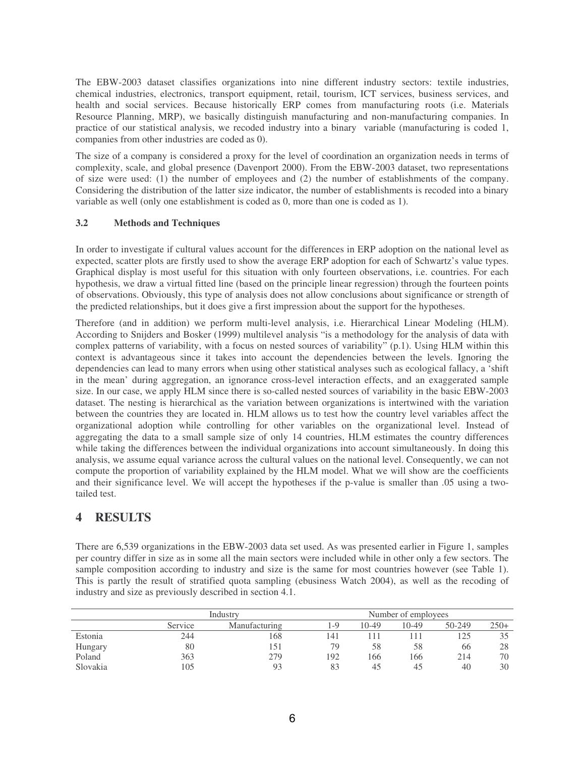The EBW-2003 dataset classifies organizations into nine different industry sectors: textile industries, chemical industries, electronics, transport equipment, retail, tourism, ICT services, business services, and health and social services. Because historically ERP comes from manufacturing roots (i.e. Materials Resource Planning, MRP), we basically distinguish manufacturing and non-manufacturing companies. In practice of our statistical analysis, we recoded industry into a binary variable (manufacturing is coded 1, companies from other industries are coded as 0).

The size of a company is considered a proxy for the level of coordination an organization needs in terms of complexity, scale, and global presence (Davenport 2000). From the EBW-2003 dataset, two representations of size were used: (1) the number of employees and (2) the number of establishments of the company. Considering the distribution of the latter size indicator, the number of establishments is recoded into a binary variable as well (only one establishment is coded as 0, more than one is coded as 1).

### 3.2 Methods and Techniques

In order to investigate if cultural values account for the differences in ERP adoption on the national level as expected, scatter plots are firstly used to show the average ERP adoption for each of Schwartz's value types. Graphical display is most useful for this situation with only fourteen observations, i.e. countries. For each hypothesis, we draw a virtual fitted line (based on the principle linear regression) through the fourteen points of observations. Obviously, this type of analysis does not allow conclusions about significance or strength of the predicted relationships, but it does give a first impression about the support for the hypotheses.

Therefore (and in addition) we perform multi-level analysis, i.e. Hierarchical Linear Modeling (HLM). According to Snijders and Bosker (1999) multilevel analysis "is a methodology for the analysis of data with complex patterns of variability, with a focus on nested sources of variability" (p.1). Using HLM within this context is advantageous since it takes into account the dependencies between the levels. Ignoring the dependencies can lead to many errors when using other statistical analyses such as ecological fallacy, a 'shift in the mean' during aggregation, an ignorance cross-level interaction effects, and an exaggerated sample size. In our case, we apply HLM since there is so-called nested sources of variability in the basic EBW-2003 dataset. The nesting is hierarchical as the variation between organizations is intertwined with the variation between the countries they are located in. HLM allows us to test how the country level variables affect the organizational adoption while controlling for other variables on the organizational level. Instead of aggregating the data to a small sample size of only 14 countries, HLM estimates the country differences while taking the differences between the individual organizations into account simultaneously. In doing this analysis, we assume equal variance across the cultural values on the national level. Consequently, we can not compute the proportion of variability explained by the HLM model. What we will show are the coefficients and their significance level. We will accept the hypotheses if the p-value is smaller than .05 using a two-tailed test.

## 4 RESULTS

There are 6,539 organizations in the EBW-2003 data set used. As was presented earlier in Figure 1, samples per country differ in size as in some all the main sectors were included while in other only a few sectors. The sample composition according to industry and size is the same for most countries however (see Table 1). This is partly the result of stratified quota sampling (ebusiness Watch 2004), as well as the recoding of industry and size as previously described in section 4.1.

| | Industry | | Number of employees | | | | |
|---|---|---|---|---|---|---|---|
| | Service | Manufacturing | 1-9 | 10-49 | 10-49 | 50-249 | 250+ |
| Estonia | 244 | 168 | 141 | 111 | 111 | 125 | 35 |
| Hungary | 80 | 151 | 79 | 58 | 58 | 66 | 28 |
| Poland | 363 | 279 | 192 | 166 | 166 | 214 | 70 |
| Slovakia | 105 | 93 | 83 | 45 | 45 | 40 | 30 |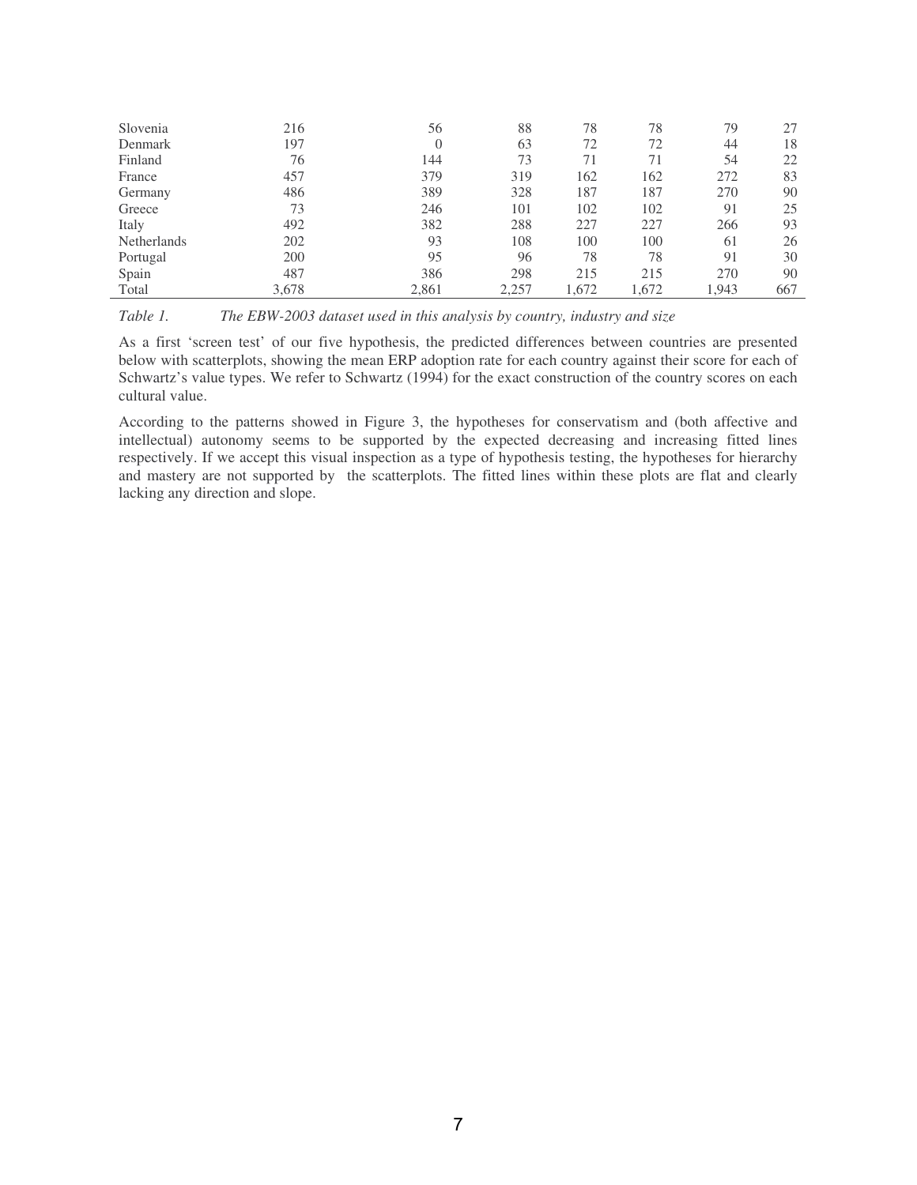| | | | | | | | |
|---|---|---|---|---|---|---|---|
| Slovenia | 216 | 56 | 88 | 78 | 78 | 79 | 27 |
| Denmark | 197 | 0 | 63 | 72 | 72 | 44 | 18 |
| Finland | 76 | 144 | 73 | 71 | 71 | 54 | 22 |
| France | 457 | 379 | 319 | 162 | 162 | 272 | 83 |
| Germany | 486 | 389 | 328 | 187 | 187 | 270 | 90 |
| Greece | 73 | 246 | 101 | 102 | 102 | 91 | 25 |
| Italy | 492 | 382 | 288 | 227 | 227 | 266 | 93 |
| Netherlands | 202 | 93 | 108 | 100 | 100 | 61 | 26 |
| Portugal | 200 | 95 | 96 | 78 | 78 | 91 | 30 |
| Spain | 487 | 386 | 298 | 215 | 215 | 270 | 90 |
| Total | 3,678 | 2,861 | 2,257 | 1,672 | 1,672 | 1,943 | 667 |

*Table 1. The EBW-2003 dataset used in this analysis by country, industry and size*

As a first 'screen test' of our five hypothesis, the predicted differences between countries are presented below with scatterplots, showing the mean ERP adoption rate for each country against their score for each of Schwartz's value types. We refer to Schwartz (1994) for the exact construction of the country scores on each cultural value.

According to the patterns showed in Figure 3, the hypotheses for conservatism and (both affective and intellectual) autonomy seems to be supported by the expected decreasing and increasing fitted lines respectively. If we accept this visual inspection as a type of hypothesis testing, the hypotheses for hierarchy and mastery are not supported by the scatterplots. The fitted lines within these plots are flat and clearly lacking any direction and slope.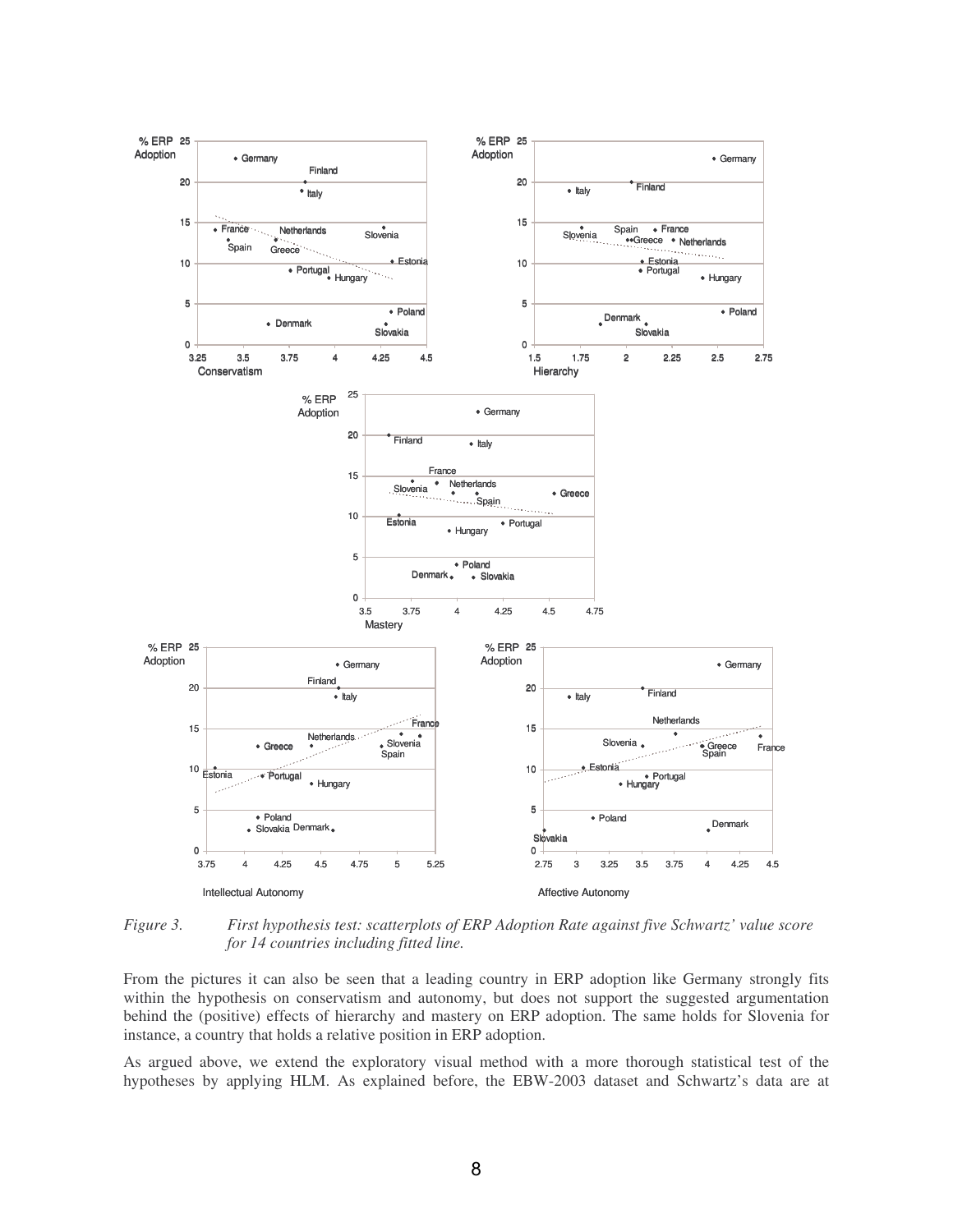*Figure 3. First hypothesis test: scatterplots of ERP Adoption Rate against five Schwartz' value score for 14 countries including fitted line.*

From the pictures it can also be seen that a leading country in ERP adoption like Germany strongly fits within the hypothesis on conservatism and autonomy, but does not support the suggested argumentation behind the (positive) effects of hierarchy and mastery on ERP adoption. The same holds for Slovenia for instance, a country that holds a relative position in ERP adoption.

As argued above, we extend the exploratory visual method with a more thorough statistical test of the hypotheses by applying HLM. As explained before, the EBW-2003 dataset and Schwartz's data are at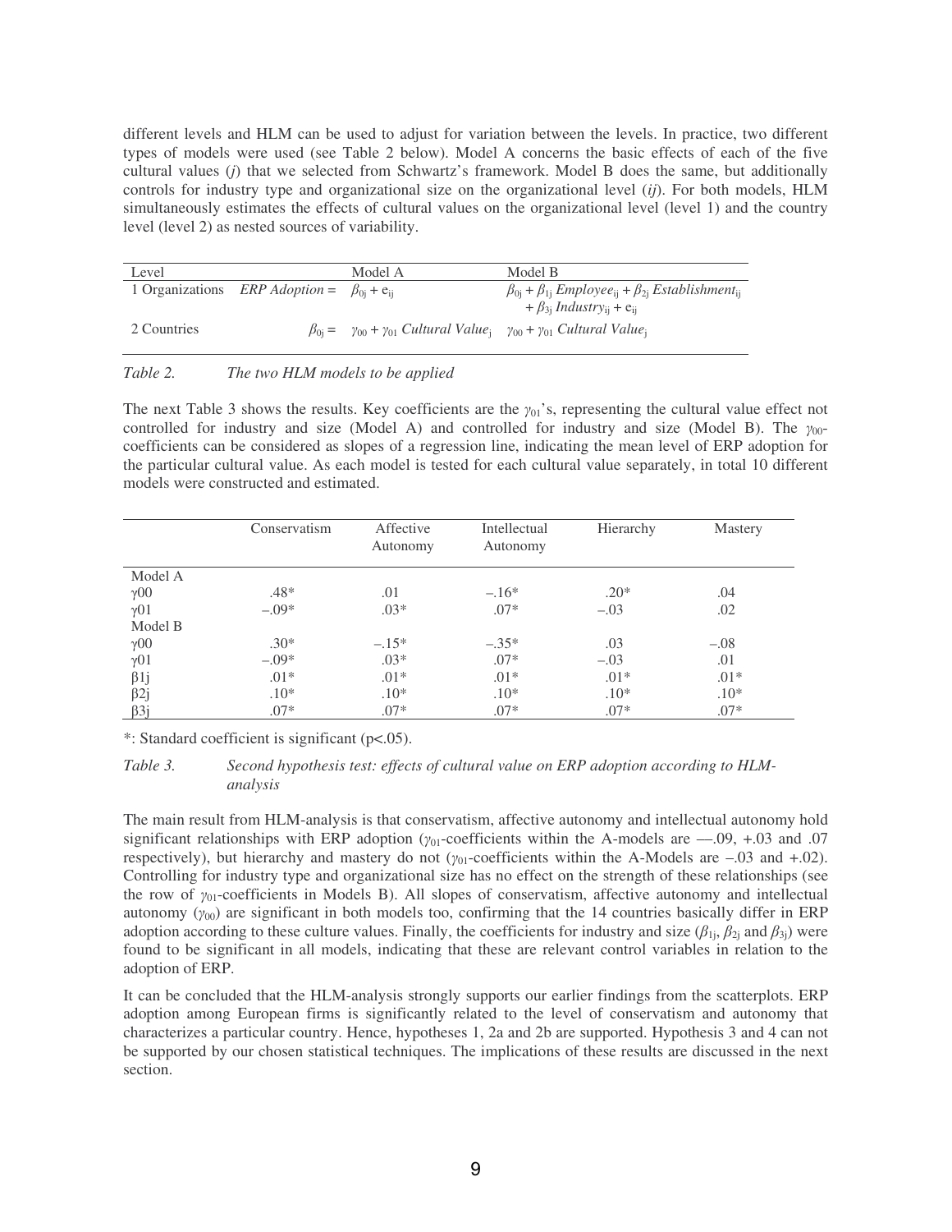different levels and HLM can be used to adjust for variation between the levels. In practice, two different types of models were used (see Table 2 below). Model A concerns the basic effects of each of the five cultural values ($j$) that we selected from Schwartz's framework. Model B does the same, but additionally controls for industry type and organizational size on the organizational level ($ij$). For both models, HLM simultaneously estimates the effects of cultural values on the organizational level (level 1) and the country level (level 2) as nested sources of variability.

| Level | | Model A | Model B |
|---|---|---|---|
| 1 Organizations | *ERP Adoption* = | $\beta_{0j} + e_{ij}$ | $\beta_{0j} + \beta_{1j}\, Employee_{ij} + \beta_{2j}\, Establishment_{ij} + \beta_{3j}\, Industry_{ij} + e_{ij}$ |
| 2 Countries | $\beta_{0j}$ = | $\gamma_{00} + \gamma_{01}\, Cultural\ Value_j$ | $\gamma_{00} + \gamma_{01}\, Cultural\ Value_j$ |

*Table 2. The two HLM models to be applied*

The next Table 3 shows the results. Key coefficients are the $\gamma_{01}$'s, representing the cultural value effect not controlled for industry and size (Model A) and controlled for industry and size (Model B). The $\gamma_{00}$-coefficients can be considered as slopes of a regression line, indicating the mean level of ERP adoption for the particular cultural value. As each model is tested for each cultural value separately, in total 10 different models were constructed and estimated.

| | Conservatism | Affective Autonomy | Intellectual Autonomy | Hierarchy | Mastery |
|---|---|---|---|---|---|
| Model A | | | | | |
| $\gamma00$ | .48* | .01 | –.16* | .20* | .04 |
| $\gamma01$ | –.09* | .03* | .07* | –.03 | .02 |
| Model B | | | | | |
| $\gamma00$ | .30* | –.15* | –.35* | .03 | –.08 |
| $\gamma01$ | –.09* | .03* | .07* | –.03 | .01 |
| $\beta1j$ | .01* | .01* | .01* | .01* | .01* |
| $\beta2j$ | .10* | .10* | .10* | .10* | .10* |
| $\beta3j$ | .07* | .07* | .07* | .07* | .07* |

*: Standard coefficient is significant ($p<.05$).

*Table 3. Second hypothesis test: effects of cultural value on ERP adoption according to HLM-analysis*

The main result from HLM-analysis is that conservatism, affective autonomy and intellectual autonomy hold significant relationships with ERP adoption ($\gamma_{01}$-coefficients within the A-models are —.09, +.03 and .07 respectively), but hierarchy and mastery do not ($\gamma_{01}$-coefficients within the A-Models are –.03 and +.02). Controlling for industry type and organizational size has no effect on the strength of these relationships (see the row of $\gamma_{01}$-coefficients in Models B). All slopes of conservatism, affective autonomy and intellectual autonomy ($\gamma_{00}$) are significant in both models too, confirming that the 14 countries basically differ in ERP adoption according to these culture values. Finally, the coefficients for industry and size ($\beta_{1j}$, $\beta_{2j}$ and $\beta_{3j}$) were found to be significant in all models, indicating that these are relevant control variables in relation to the adoption of ERP.

It can be concluded that the HLM-analysis strongly supports our earlier findings from the scatterplots. ERP adoption among European firms is significantly related to the level of conservatism and autonomy that characterizes a particular country. Hence, hypotheses 1, 2a and 2b are supported. Hypothesis 3 and 4 can not be supported by our chosen statistical techniques. The implications of these results are discussed in the next section.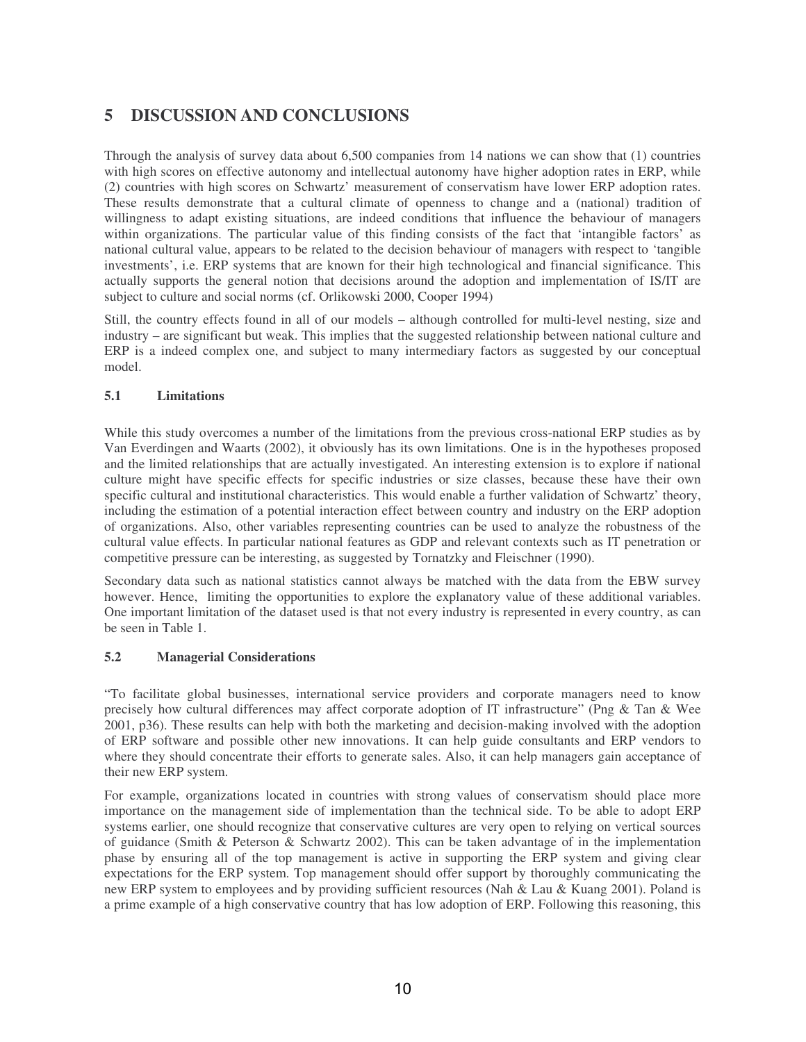# 5 DISCUSSION AND CONCLUSIONS

Through the analysis of survey data about 6,500 companies from 14 nations we can show that (1) countries with high scores on effective autonomy and intellectual autonomy have higher adoption rates in ERP, while (2) countries with high scores on Schwartz' measurement of conservatism have lower ERP adoption rates. These results demonstrate that a cultural climate of openness to change and a (national) tradition of willingness to adapt existing situations, are indeed conditions that influence the behaviour of managers within organizations. The particular value of this finding consists of the fact that 'intangible factors' as national cultural value, appears to be related to the decision behaviour of managers with respect to 'tangible investments', i.e. ERP systems that are known for their high technological and financial significance. This actually supports the general notion that decisions around the adoption and implementation of IS/IT are subject to culture and social norms (cf. Orlikowski 2000, Cooper 1994)

Still, the country effects found in all of our models – although controlled for multi-level nesting, size and industry – are significant but weak. This implies that the suggested relationship between national culture and ERP is a indeed complex one, and subject to many intermediary factors as suggested by our conceptual model.

## 5.1 Limitations

While this study overcomes a number of the limitations from the previous cross-national ERP studies as by Van Everdingen and Waarts (2002), it obviously has its own limitations. One is in the hypotheses proposed and the limited relationships that are actually investigated. An interesting extension is to explore if national culture might have specific effects for specific industries or size classes, because these have their own specific cultural and institutional characteristics. This would enable a further validation of Schwartz' theory, including the estimation of a potential interaction effect between country and industry on the ERP adoption of organizations. Also, other variables representing countries can be used to analyze the robustness of the cultural value effects. In particular national features as GDP and relevant contexts such as IT penetration or competitive pressure can be interesting, as suggested by Tornatzky and Fleischner (1990).

Secondary data such as national statistics cannot always be matched with the data from the EBW survey however. Hence, limiting the opportunities to explore the explanatory value of these additional variables. One important limitation of the dataset used is that not every industry is represented in every country, as can be seen in Table 1.

## 5.2 Managerial Considerations

"To facilitate global businesses, international service providers and corporate managers need to know precisely how cultural differences may affect corporate adoption of IT infrastructure" (Png & Tan & Wee 2001, p36). These results can help with both the marketing and decision-making involved with the adoption of ERP software and possible other innovations. It can help guide consultants and ERP vendors to where they should concentrate their efforts to generate sales. Also, it can help managers gain acceptance of their new ERP system.

For example, organizations located in countries with strong values of conservatism should place more importance on the management side of implementation than the technical side. To be able to adopt ERP systems earlier, one should recognize that conservative cultures are very open to relying on vertical sources of guidance (Smith & Peterson & Schwartz 2002). This can be taken advantage of in the implementation phase by ensuring all of the top management is active in supporting the ERP system and giving clear expectations for the ERP system. Top management should offer support by thoroughly communicating the new ERP system to employees and by providing sufficient resources (Nah & Lau & Kuang 2001). Poland is a prime example of a high conservative country that has low adoption of ERP. Following this reasoning, this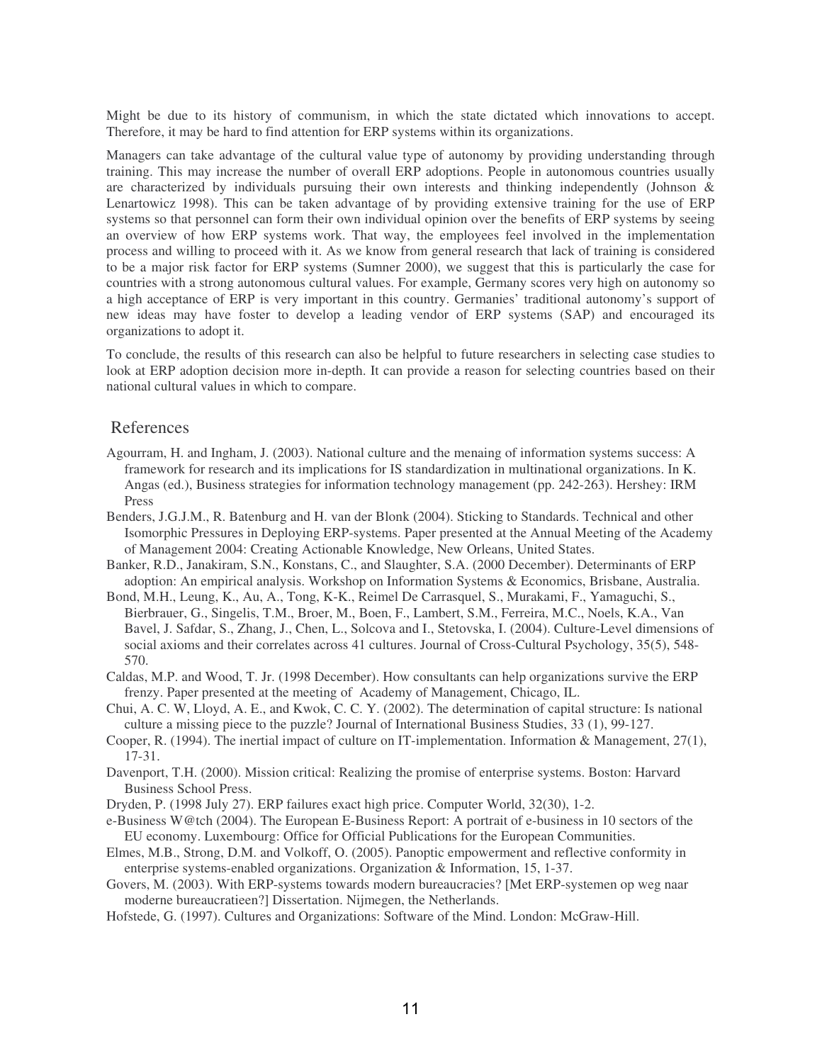Might be due to its history of communism, in which the state dictated which innovations to accept. Therefore, it may be hard to find attention for ERP systems within its organizations.

Managers can take advantage of the cultural value type of autonomy by providing understanding through training. This may increase the number of overall ERP adoptions. People in autonomous countries usually are characterized by individuals pursuing their own interests and thinking independently (Johnson & Lenartowicz 1998). This can be taken advantage of by providing extensive training for the use of ERP systems so that personnel can form their own individual opinion over the benefits of ERP systems by seeing an overview of how ERP systems work. That way, the employees feel involved in the implementation process and willing to proceed with it. As we know from general research that lack of training is considered to be a major risk factor for ERP systems (Sumner 2000), we suggest that this is particularly the case for countries with a strong autonomous cultural values. For example, Germany scores very high on autonomy so a high acceptance of ERP is very important in this country. Germanies' traditional autonomy's support of new ideas may have foster to develop a leading vendor of ERP systems (SAP) and encouraged its organizations to adopt it.

To conclude, the results of this research can also be helpful to future researchers in selecting case studies to look at ERP adoption decision more in-depth. It can provide a reason for selecting countries based on their national cultural values in which to compare.

## References

Agourram, H. and Ingham, J. (2003). National culture and the menaing of information systems success: A framework for research and its implications for IS standardization in multinational organizations. In K. Angas (ed.), Business strategies for information technology management (pp. 242-263). Hershey: IRM Press

Benders, J.G.J.M., R. Batenburg and H. van der Blonk (2004). Sticking to Standards. Technical and other Isomorphic Pressures in Deploying ERP-systems. Paper presented at the Annual Meeting of the Academy of Management 2004: Creating Actionable Knowledge, New Orleans, United States.

Banker, R.D., Janakiram, S.N., Konstans, C., and Slaughter, S.A. (2000 December). Determinants of ERP adoption: An empirical analysis. Workshop on Information Systems & Economics, Brisbane, Australia.

Bond, M.H., Leung, K., Au, A., Tong, K-K., Reimel De Carrasquel, S., Murakami, F., Yamaguchi, S., Bierbrauer, G., Singelis, T.M., Broer, M., Boen, F., Lambert, S.M., Ferreira, M.C., Noels, K.A., Van Bavel, J. Safdar, S., Zhang, J., Chen, L., Solcova and I., Stetovska, I. (2004). Culture-Level dimensions of social axioms and their correlates across 41 cultures. Journal of Cross-Cultural Psychology, 35(5), 548-570.

Caldas, M.P. and Wood, T. Jr. (1998 December). How consultants can help organizations survive the ERP frenzy. Paper presented at the meeting of Academy of Management, Chicago, IL.

Chui, A. C. W, Lloyd, A. E., and Kwok, C. C. Y. (2002). The determination of capital structure: Is national culture a missing piece to the puzzle? Journal of International Business Studies, 33 (1), 99-127.

Cooper, R. (1994). The inertial impact of culture on IT-implementation. Information & Management, 27(1), 17-31.

Davenport, T.H. (2000). Mission critical: Realizing the promise of enterprise systems. Boston: Harvard Business School Press.

Dryden, P. (1998 July 27). ERP failures exact high price. Computer World, 32(30), 1-2.

e-Business W@tch (2004). The European E-Business Report: A portrait of e-business in 10 sectors of the EU economy. Luxembourg: Office for Official Publications for the European Communities.

Elmes, M.B., Strong, D.M. and Volkoff, O. (2005). Panoptic empowerment and reflective conformity in enterprise systems-enabled organizations. Organization & Information, 15, 1-37.

Govers, M. (2003). With ERP-systems towards modern bureaucracies? [Met ERP-systemen op weg naar moderne bureaucratieen?] Dissertation. Nijmegen, the Netherlands.

Hofstede, G. (1997). Cultures and Organizations: Software of the Mind. London: McGraw-Hill.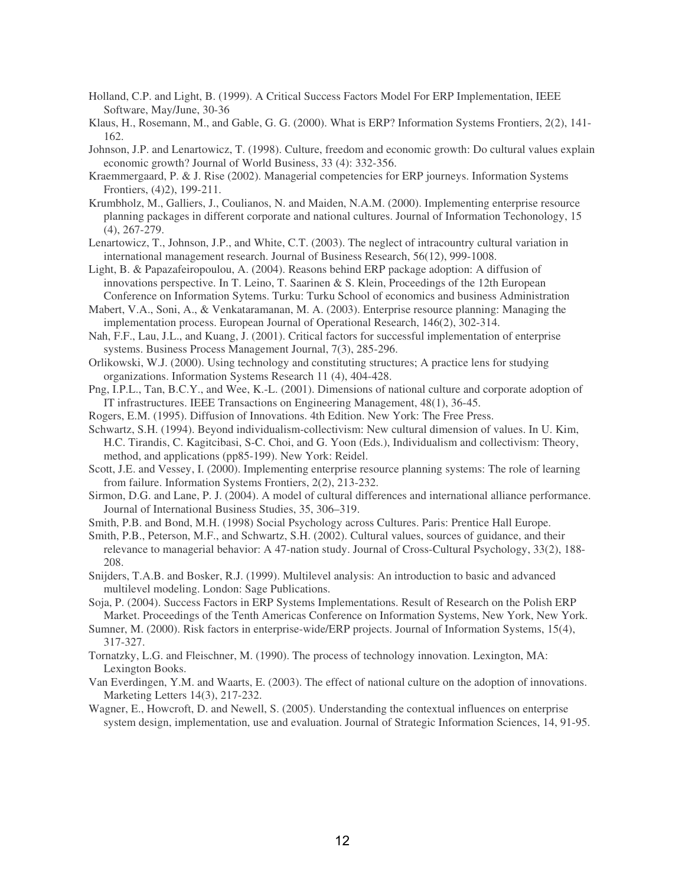Holland, C.P. and Light, B. (1999). A Critical Success Factors Model For ERP Implementation, IEEE Software, May/June, 30-36

Klaus, H., Rosemann, M., and Gable, G. G. (2000). What is ERP? Information Systems Frontiers, 2(2), 141-162.

Johnson, J.P. and Lenartowicz, T. (1998). Culture, freedom and economic growth: Do cultural values explain economic growth? Journal of World Business, 33 (4): 332-356.

Kraemmergaard, P. & J. Rise (2002). Managerial competencies for ERP journeys. Information Systems Frontiers, (4)2), 199-211.

Krumbholz, M., Galliers, J., Coulianos, N. and Maiden, N.A.M. (2000). Implementing enterprise resource planning packages in different corporate and national cultures. Journal of Information Techonology, 15 (4), 267-279.

Lenartowicz, T., Johnson, J.P., and White, C.T. (2003). The neglect of intracountry cultural variation in international management research. Journal of Business Research, 56(12), 999-1008.

Light, B. & Papazafeiropoulou, A. (2004). Reasons behind ERP package adoption: A diffusion of innovations perspective. In T. Leino, T. Saarinen & S. Klein, Proceedings of the 12th European Conference on Information Sytems. Turku: Turku School of economics and business Administration

Mabert, V.A., Soni, A., & Venkataramanan, M. A. (2003). Enterprise resource planning: Managing the implementation process. European Journal of Operational Research, 146(2), 302-314.

Nah, F.F., Lau, J.L., and Kuang, J. (2001). Critical factors for successful implementation of enterprise systems. Business Process Management Journal, 7(3), 285-296.

Orlikowski, W.J. (2000). Using technology and constituting structures; A practice lens for studying organizations. Information Systems Research 11 (4), 404-428.

Png, I.P.L., Tan, B.C.Y., and Wee, K.-L. (2001). Dimensions of national culture and corporate adoption of IT infrastructures. IEEE Transactions on Engineering Management, 48(1), 36-45.

Rogers, E.M. (1995). Diffusion of Innovations. 4th Edition. New York: The Free Press.

Schwartz, S.H. (1994). Beyond individualism-collectivism: New cultural dimension of values. In U. Kim, H.C. Tirandis, C. Kagitcibasi, S-C. Choi, and G. Yoon (Eds.), Individualism and collectivism: Theory, method, and applications (pp85-199). New York: Reidel.

Scott, J.E. and Vessey, I. (2000). Implementing enterprise resource planning systems: The role of learning from failure. Information Systems Frontiers, 2(2), 213-232.

Sirmon, D.G. and Lane, P. J. (2004). A model of cultural differences and international alliance performance. Journal of International Business Studies, 35, 306–319.

Smith, P.B. and Bond, M.H. (1998) Social Psychology across Cultures. Paris: Prentice Hall Europe.

Smith, P.B., Peterson, M.F., and Schwartz, S.H. (2002). Cultural values, sources of guidance, and their relevance to managerial behavior: A 47-nation study. Journal of Cross-Cultural Psychology, 33(2), 188-208.

Snijders, T.A.B. and Bosker, R.J. (1999). Multilevel analysis: An introduction to basic and advanced multilevel modeling. London: Sage Publications.

Soja, P. (2004). Success Factors in ERP Systems Implementations. Result of Research on the Polish ERP Market. Proceedings of the Tenth Americas Conference on Information Systems, New York, New York.

Sumner, M. (2000). Risk factors in enterprise-wide/ERP projects. Journal of Information Systems, 15(4), 317-327.

Tornatzky, L.G. and Fleischner, M. (1990). The process of technology innovation. Lexington, MA: Lexington Books.

Van Everdingen, Y.M. and Waarts, E. (2003). The effect of national culture on the adoption of innovations. Marketing Letters 14(3), 217-232.

Wagner, E., Howcroft, D. and Newell, S. (2005). Understanding the contextual influences on enterprise system design, implementation, use and evaluation. Journal of Strategic Information Sciences, 14, 91-95.